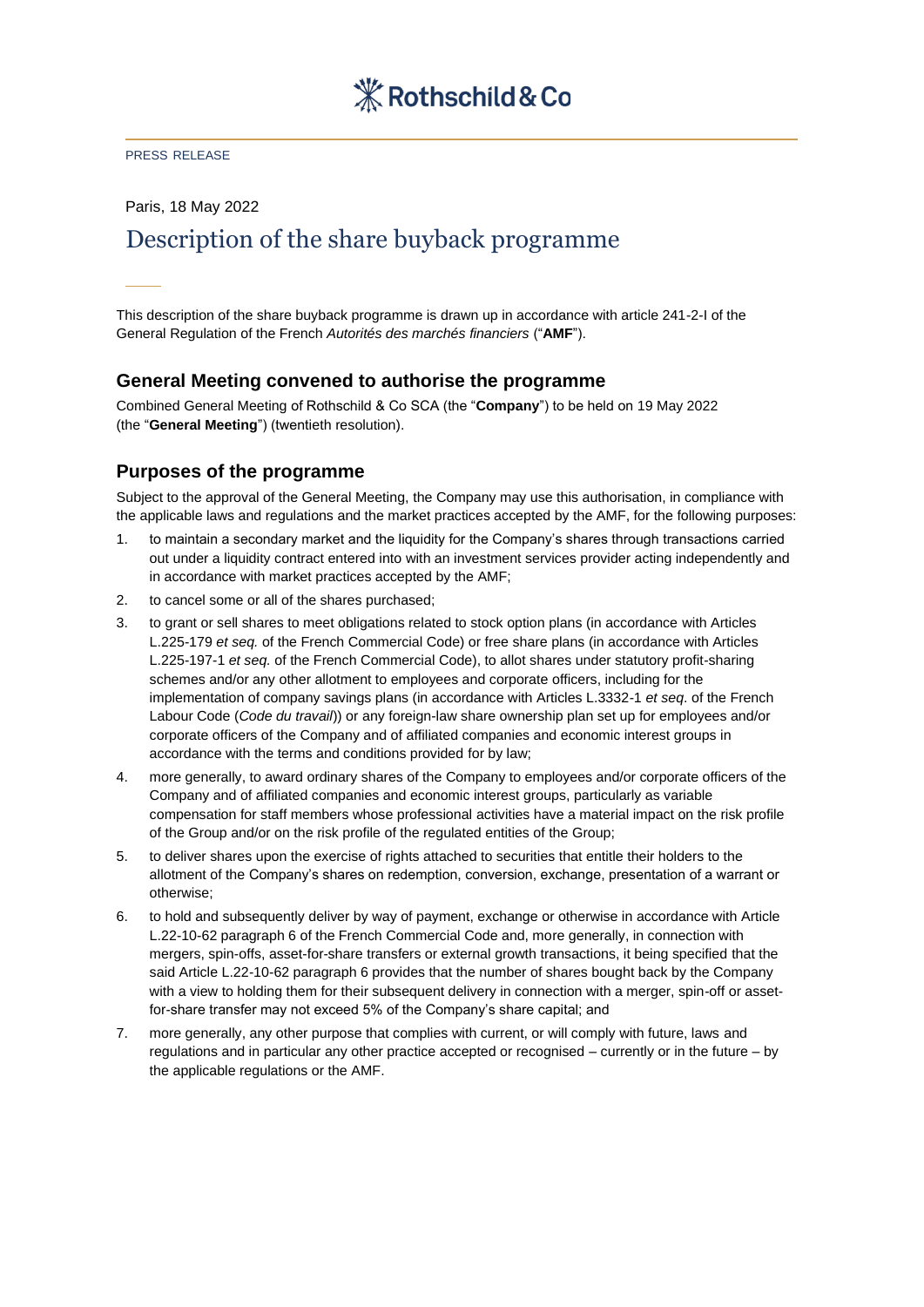Rothschild & Co

PRESS RELEASE

Paris, 18 May 2022

# Description of the share buyback programme

This description of the share buyback programme is drawn up in accordance with article 241-2-I of the General Regulation of the French *Autorités des marchés financiers* ("**AMF**").

## General Meeting convened to authorise the programme

Combined General Meeting of Rothschild & Co SCA (the "**Company**") to be held on 19 May 2022 (the "**General Meeting**") (twentieth resolution).

## Purposes of the programme

Subject to the approval of the General Meeting, the Company may use this authorisation, in compliance with the applicable laws and regulations and the market practices accepted by the AMF, for the following purposes:

1. to maintain a secondary market and the liquidity for the Company's shares through transactions carried out under a liquidity contract entered into with an investment services provider acting independently and in accordance with market practices accepted by the AMF;
2. to cancel some or all of the shares purchased;
3. to grant or sell shares to meet obligations related to stock option plans (in accordance with Articles L.225-179 *et seq.* of the French Commercial Code) or free share plans (in accordance with Articles L.225-197-1 *et seq.* of the French Commercial Code), to allot shares under statutory profit-sharing schemes and/or any other allotment to employees and corporate officers, including for the implementation of company savings plans (in accordance with Articles L.3332-1 *et seq*. of the French Labour Code (*Code du travail*)) or any foreign-law share ownership plan set up for employees and/or corporate officers of the Company and of affiliated companies and economic interest groups in accordance with the terms and conditions provided for by law;
4. more generally, to award ordinary shares of the Company to employees and/or corporate officers of the Company and of affiliated companies and economic interest groups, particularly as variable compensation for staff members whose professional activities have a material impact on the risk profile of the Group and/or on the risk profile of the regulated entities of the Group;
5. to deliver shares upon the exercise of rights attached to securities that entitle their holders to the allotment of the Company's shares on redemption, conversion, exchange, presentation of a warrant or otherwise;
6. to hold and subsequently deliver by way of payment, exchange or otherwise in accordance with Article L.22-10-62 paragraph 6 of the French Commercial Code and, more generally, in connection with mergers, spin-offs, asset-for-share transfers or external growth transactions, it being specified that the said Article L.22-10-62 paragraph 6 provides that the number of shares bought back by the Company with a view to holding them for their subsequent delivery in connection with a merger, spin-off or asset-for-share transfer may not exceed 5% of the Company's share capital; and
7. more generally, any other purpose that complies with current, or will comply with future, laws and regulations and in particular any other practice accepted or recognised – currently or in the future – by the applicable regulations or the AMF.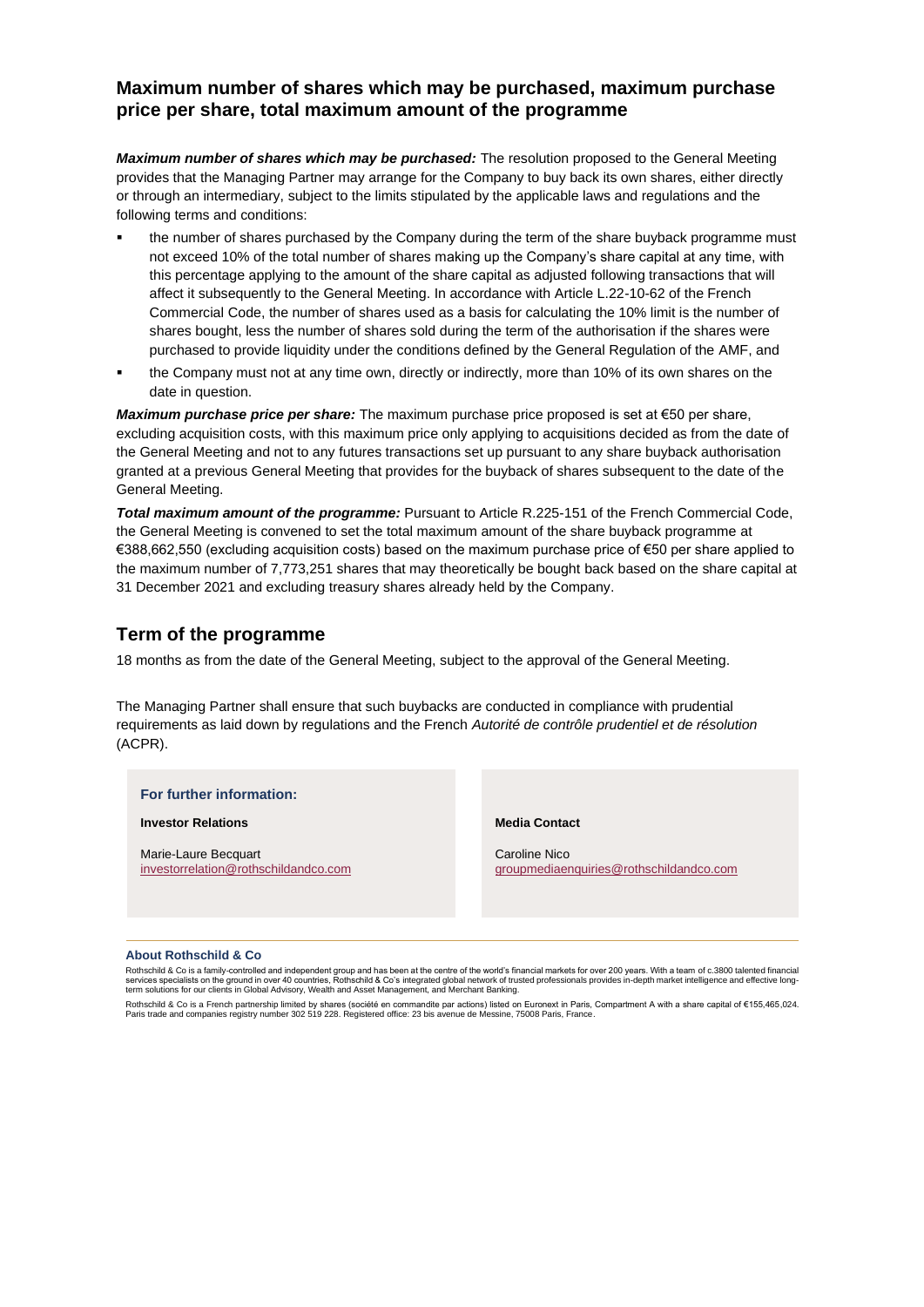## Maximum number of shares which may be purchased, maximum purchase price per share, total maximum amount of the programme

***Maximum number of shares which may be purchased:*** The resolution proposed to the General Meeting provides that the Managing Partner may arrange for the Company to buy back its own shares, either directly or through an intermediary, subject to the limits stipulated by the applicable laws and regulations and the following terms and conditions:

- the number of shares purchased by the Company during the term of the share buyback programme must not exceed 10% of the total number of shares making up the Company's share capital at any time, with this percentage applying to the amount of the share capital as adjusted following transactions that will affect it subsequently to the General Meeting. In accordance with Article L.22-10-62 of the French Commercial Code, the number of shares used as a basis for calculating the 10% limit is the number of shares bought, less the number of shares sold during the term of the authorisation if the shares were purchased to provide liquidity under the conditions defined by the General Regulation of the AMF, and
- the Company must not at any time own, directly or indirectly, more than 10% of its own shares on the date in question.

***Maximum purchase price per share:*** The maximum purchase price proposed is set at €50 per share, excluding acquisition costs, with this maximum price only applying to acquisitions decided as from the date of the General Meeting and not to any futures transactions set up pursuant to any share buyback authorisation granted at a previous General Meeting that provides for the buyback of shares subsequent to the date of the General Meeting.

***Total maximum amount of the programme:*** Pursuant to Article R.225-151 of the French Commercial Code, the General Meeting is convened to set the total maximum amount of the share buyback programme at €388,662,550 (excluding acquisition costs) based on the maximum purchase price of €50 per share applied to the maximum number of 7,773,251 shares that may theoretically be bought back based on the share capital at 31 December 2021 and excluding treasury shares already held by the Company.

## Term of the programme

18 months as from the date of the General Meeting, subject to the approval of the General Meeting.

The Managing Partner shall ensure that such buybacks are conducted in compliance with prudential requirements as laid down by regulations and the French *Autorité de contrôle prudentiel et de résolution* (ACPR).

**For further information:**

**Investor Relations**

Marie-Laure Becquart
investorrelation@rothschildandco.com

**Media Contact**

Caroline Nico
groupmediaenquiries@rothschildandco.com

**About Rothschild & Co**

Rothschild & Co is a family-controlled and independent group and has been at the centre of the world's financial markets for over 200 years. With a team of c.3800 talented financial services specialists on the ground in over 40 countries, Rothschild & Co's integrated global network of trusted professionals provides in-depth market intelligence and effective long-term solutions for our clients in Global Advisory, Wealth and Asset Management, and Merchant Banking.

Rothschild & Co is a French partnership limited by shares (société en commandite par actions) listed on Euronext in Paris, Compartment A with a share capital of €155,465,024. Paris trade and companies registry number 302 519 228. Registered office: 23 bis avenue de Messine, 75008 Paris, France.